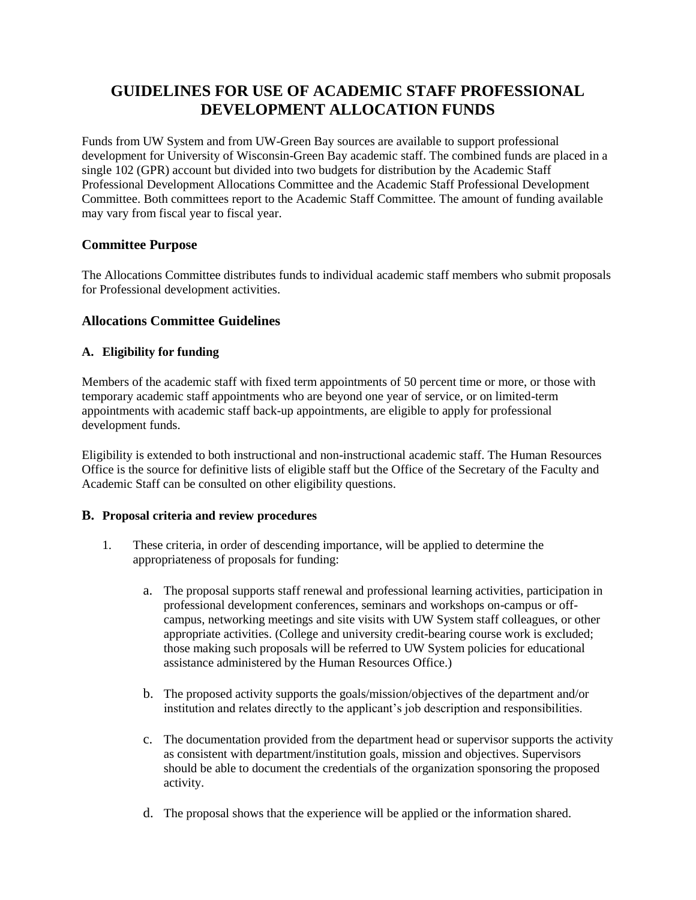# GUIDELINES FOR USE OF ACADEMIC STAFF PROFESSIONAL DEVELOPMENT ALLOCATION FUNDS

Funds from UW System and from UW-Green Bay sources are available to support professional development for University of Wisconsin-Green Bay academic staff. The combined funds are placed in a single 102 (GPR) account but divided into two budgets for distribution by the Academic Staff Professional Development Allocations Committee and the Academic Staff Professional Development Committee. Both committees report to the Academic Staff Committee. The amount of funding available may vary from fiscal year to fiscal year.

## Committee Purpose

The Allocations Committee distributes funds to individual academic staff members who submit proposals for Professional development activities.

## Allocations Committee Guidelines

### A. Eligibility for funding

Members of the academic staff with fixed term appointments of 50 percent time or more, or those with temporary academic staff appointments who are beyond one year of service, or on limited-term appointments with academic staff back-up appointments, are eligible to apply for professional development funds.

Eligibility is extended to both instructional and non-instructional academic staff. The Human Resources Office is the source for definitive lists of eligible staff but the Office of the Secretary of the Faculty and Academic Staff can be consulted on other eligibility questions.

### B. Proposal criteria and review procedures

1. These criteria, in order of descending importance, will be applied to determine the appropriateness of proposals for funding:

    a. The proposal supports staff renewal and professional learning activities, participation in professional development conferences, seminars and workshops on-campus or off-campus, networking meetings and site visits with UW System staff colleagues, or other appropriate activities. (College and university credit-bearing course work is excluded; those making such proposals will be referred to UW System policies for educational assistance administered by the Human Resources Office.)

    b. The proposed activity supports the goals/mission/objectives of the department and/or institution and relates directly to the applicant's job description and responsibilities.

    c. The documentation provided from the department head or supervisor supports the activity as consistent with department/institution goals, mission and objectives. Supervisors should be able to document the credentials of the organization sponsoring the proposed activity.

    d. The proposal shows that the experience will be applied or the information shared.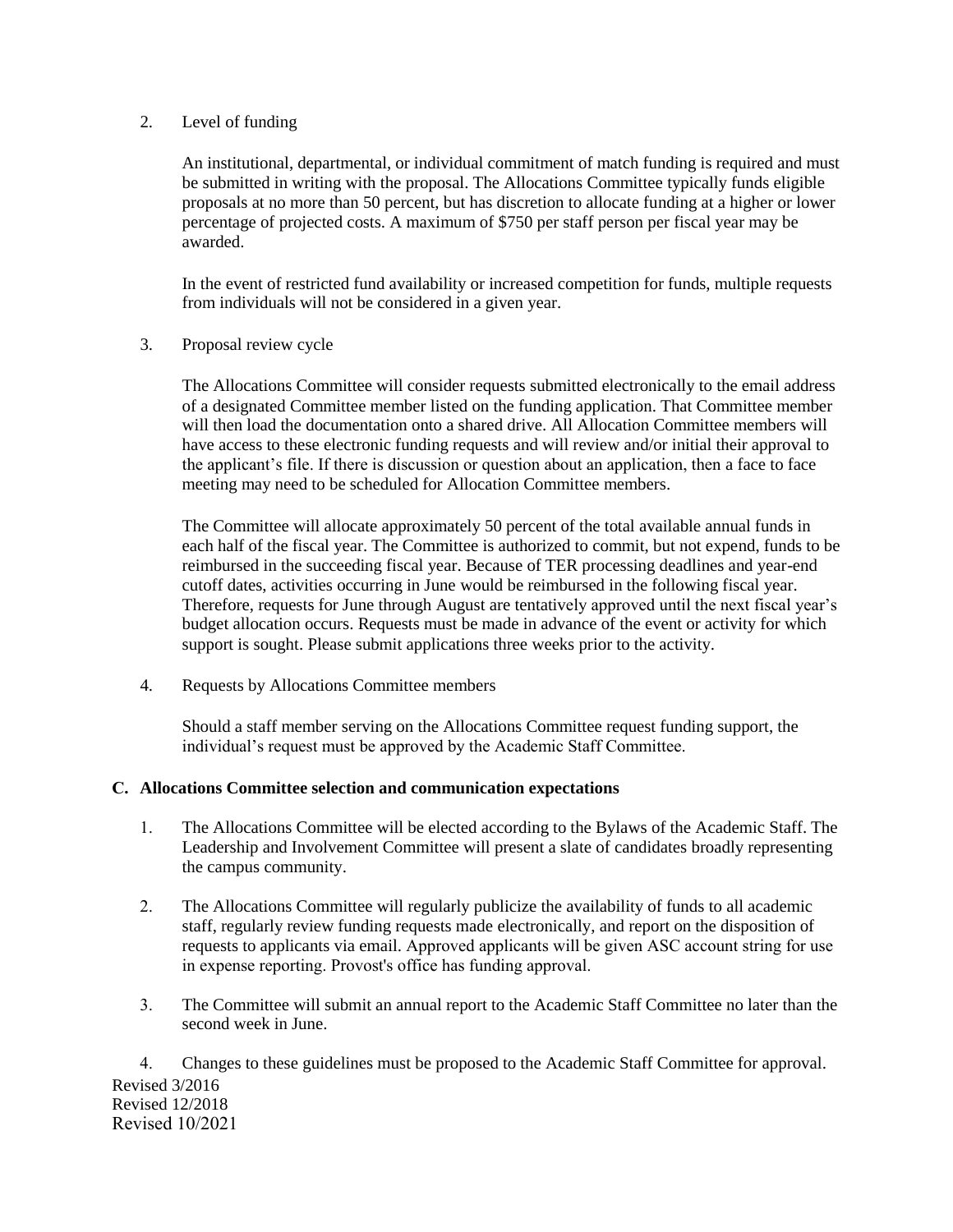2. Level of funding

   An institutional, departmental, or individual commitment of match funding is required and must be submitted in writing with the proposal. The Allocations Committee typically funds eligible proposals at no more than 50 percent, but has discretion to allocate funding at a higher or lower percentage of projected costs. A maximum of $750 per staff person per fiscal year may be awarded.

   In the event of restricted fund availability or increased competition for funds, multiple requests from individuals will not be considered in a given year.

3. Proposal review cycle

   The Allocations Committee will consider requests submitted electronically to the email address of a designated Committee member listed on the funding application. That Committee member will then load the documentation onto a shared drive. All Allocation Committee members will have access to these electronic funding requests and will review and/or initial their approval to the applicant's file. If there is discussion or question about an application, then a face to face meeting may need to be scheduled for Allocation Committee members.

   The Committee will allocate approximately 50 percent of the total available annual funds in each half of the fiscal year. The Committee is authorized to commit, but not expend, funds to be reimbursed in the succeeding fiscal year. Because of TER processing deadlines and year-end cutoff dates, activities occurring in June would be reimbursed in the following fiscal year. Therefore, requests for June through August are tentatively approved until the next fiscal year's budget allocation occurs. Requests must be made in advance of the event or activity for which support is sought. Please submit applications three weeks prior to the activity.

4. Requests by Allocations Committee members

   Should a staff member serving on the Allocations Committee request funding support, the individual's request must be approved by the Academic Staff Committee.

### C. Allocations Committee selection and communication expectations

1. The Allocations Committee will be elected according to the Bylaws of the Academic Staff. The Leadership and Involvement Committee will present a slate of candidates broadly representing the campus community.

2. The Allocations Committee will regularly publicize the availability of funds to all academic staff, regularly review funding requests made electronically, and report on the disposition of requests to applicants via email. Approved applicants will be given ASC account string for use in expense reporting. Provost's office has funding approval.

3. The Committee will submit an annual report to the Academic Staff Committee no later than the second week in June.

4. Changes to these guidelines must be proposed to the Academic Staff Committee for approval.

Revised 3/2016
Revised 12/2018
Revised 10/2021